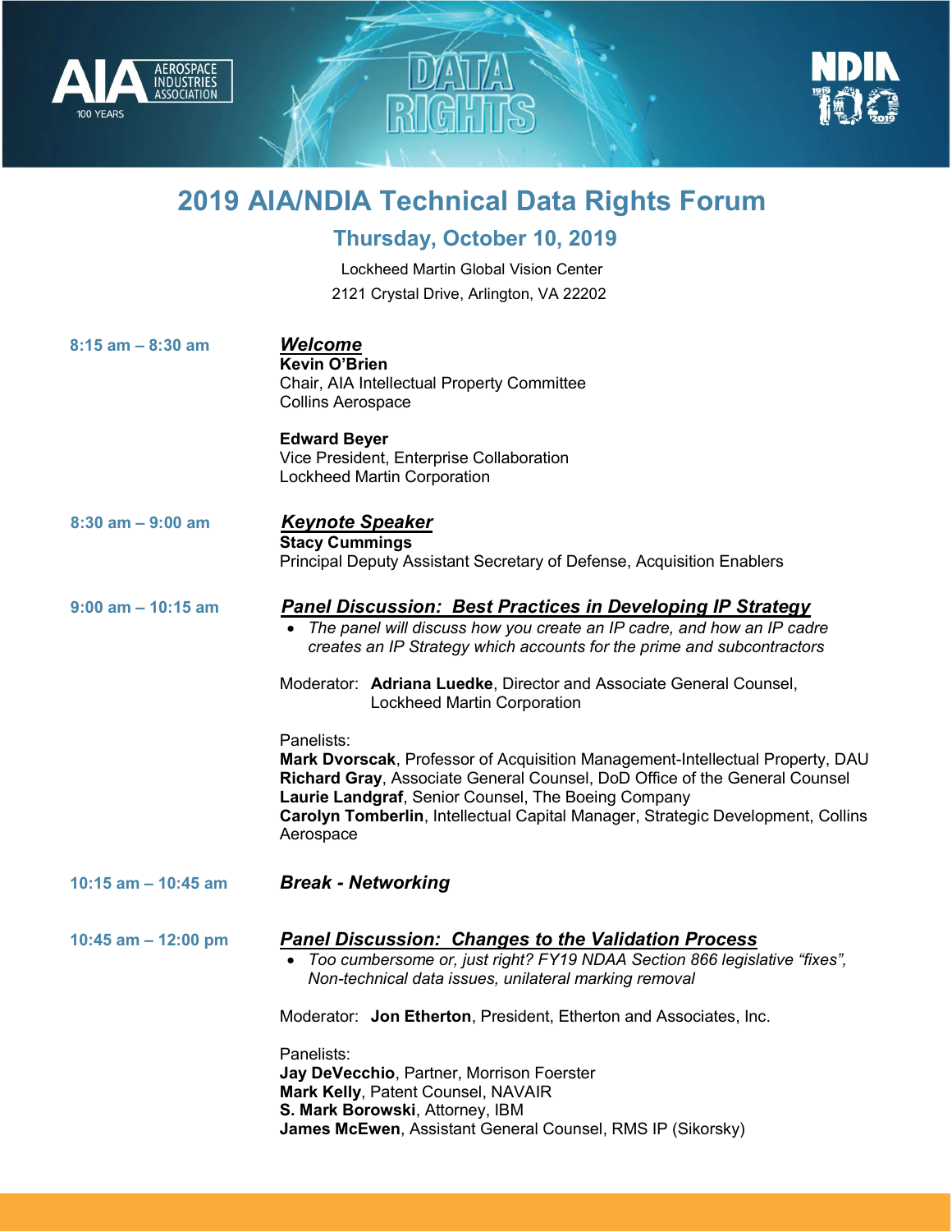# 2019 AIA/NDIA Technical Data Rights Forum

## Thursday, October 10, 2019

Lockheed Martin Global Vision Center
2121 Crystal Drive, Arlington, VA 22202

**8:15 am – 8:30 am**

***Welcome***
**Kevin O'Brien**
Chair, AIA Intellectual Property Committee
Collins Aerospace

**Edward Beyer**
Vice President, Enterprise Collaboration
Lockheed Martin Corporation

**8:30 am – 9:00 am**

***Keynote Speaker***
**Stacy Cummings**
Principal Deputy Assistant Secretary of Defense, Acquisition Enablers

**9:00 am – 10:15 am**

***Panel Discussion: Best Practices in Developing IP Strategy***

- *The panel will discuss how you create an IP cadre, and how an IP cadre creates an IP Strategy which accounts for the prime and subcontractors*

Moderator: **Adriana Luedke**, Director and Associate General Counsel, Lockheed Martin Corporation

Panelists:
**Mark Dvorscak**, Professor of Acquisition Management-Intellectual Property, DAU
**Richard Gray**, Associate General Counsel, DoD Office of the General Counsel
**Laurie Landgraf**, Senior Counsel, The Boeing Company
**Carolyn Tomberlin**, Intellectual Capital Manager, Strategic Development, Collins Aerospace

**10:15 am – 10:45 am**

***Break - Networking***

**10:45 am – 12:00 pm**

***Panel Discussion: Changes to the Validation Process***

- *Too cumbersome or, just right? FY19 NDAA Section 866 legislative "fixes", Non-technical data issues, unilateral marking removal*

Moderator: **Jon Etherton**, President, Etherton and Associates, Inc.

Panelists:
**Jay DeVecchio**, Partner, Morrison Foerster
**Mark Kelly**, Patent Counsel, NAVAIR
**S. Mark Borowski**, Attorney, IBM
**James McEwen**, Assistant General Counsel, RMS IP (Sikorsky)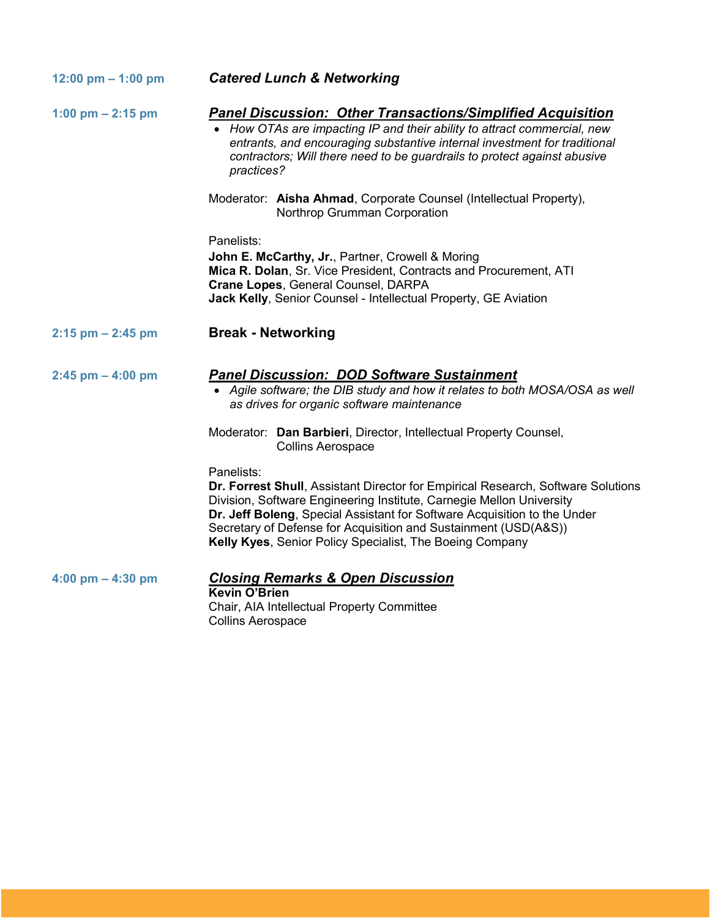**12:00 pm – 1:00 pm** ***Catered Lunch & Networking***

**1:00 pm – 2:15 pm** ***Panel Discussion: Other Transactions/Simplified Acquisition***

- *How OTAs are impacting IP and their ability to attract commercial, new entrants, and encouraging substantive internal investment for traditional contractors; Will there need to be guardrails to protect against abusive practices?*

Moderator: **Aisha Ahmad**, Corporate Counsel (Intellectual Property), Northrop Grumman Corporation

Panelists:
**John E. McCarthy, Jr.**, Partner, Crowell & Moring
**Mica R. Dolan**, Sr. Vice President, Contracts and Procurement, ATI
**Crane Lopes**, General Counsel, DARPA
**Jack Kelly**, Senior Counsel - Intellectual Property, GE Aviation

**2:15 pm – 2:45 pm** **Break - Networking**

**2:45 pm – 4:00 pm** ***Panel Discussion: DOD Software Sustainment***

- *Agile software; the DIB study and how it relates to both MOSA/OSA as well as drives for organic software maintenance*

Moderator: **Dan Barbieri**, Director, Intellectual Property Counsel, Collins Aerospace

Panelists:
**Dr. Forrest Shull**, Assistant Director for Empirical Research, Software Solutions Division, Software Engineering Institute, Carnegie Mellon University
**Dr. Jeff Boleng**, Special Assistant for Software Acquisition to the Under Secretary of Defense for Acquisition and Sustainment (USD(A&S))
**Kelly Kyes**, Senior Policy Specialist, The Boeing Company

**4:00 pm – 4:30 pm** ***Closing Remarks & Open Discussion***

**Kevin O'Brien**
Chair, AIA Intellectual Property Committee
Collins Aerospace